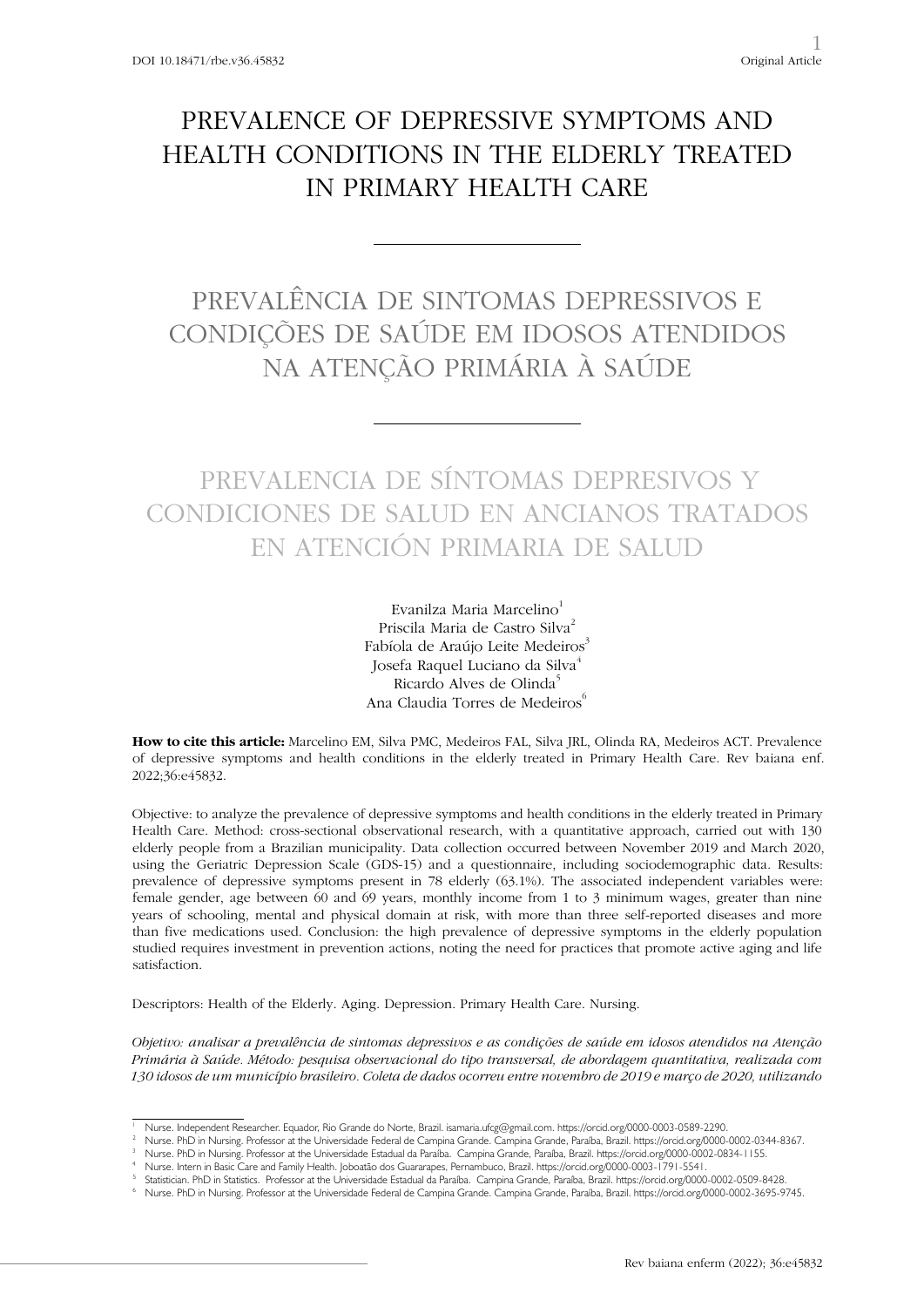# PREVALENCE OF DEPRESSIVE SYMPTOMS AND HEALTH CONDITIONS IN THE ELDERLY TREATED IN PRIMARY HEALTH CARE

# PREVALÊNCIA DE SINTOMAS DEPRESSIVOS E CONDIÇÕES DE SAÚDE EM IDOSOS ATENDIDOS NA ATENÇÃO PRIMÁRIA À SAÚDE

# PREVALENCIA DE SÍNTOMAS DEPRESIVOS Y CONDICIONES DE SALUD EN ANCIANOS TRATADOS EN ATENCIÓN PRIMARIA DE SALUD

Evanilza Maria Marcelino[1]
Priscila Maria de Castro Silva[2]
Fabíola de Araújo Leite Medeiros[3]
Josefa Raquel Luciano da Silva[4]
Ricardo Alves de Olinda[5]
Ana Claudia Torres de Medeiros[6]

**How to cite this article:** Marcelino EM, Silva PMC, Medeiros FAL, Silva JRL, Olinda RA, Medeiros ACT. Prevalence of depressive symptoms and health conditions in the elderly treated in Primary Health Care. Rev baiana enf. 2022;36:e45832.

Objective: to analyze the prevalence of depressive symptoms and health conditions in the elderly treated in Primary Health Care. Method: cross-sectional observational research, with a quantitative approach, carried out with 130 elderly people from a Brazilian municipality. Data collection occurred between November 2019 and March 2020, using the Geriatric Depression Scale (GDS-15) and a questionnaire, including sociodemographic data. Results: prevalence of depressive symptoms present in 78 elderly (63.1%). The associated independent variables were: female gender, age between 60 and 69 years, monthly income from 1 to 3 minimum wages, greater than nine years of schooling, mental and physical domain at risk, with more than three self-reported diseases and more than five medications used. Conclusion: the high prevalence of depressive symptoms in the elderly population studied requires investment in prevention actions, noting the need for practices that promote active aging and life satisfaction.

Descriptors: Health of the Elderly. Aging. Depression. Primary Health Care. Nursing.

*Objetivo: analisar a prevalência de sintomas depressivos e as condições de saúde em idosos atendidos na Atenção Primária à Saúde. Método: pesquisa observacional do tipo transversal, de abordagem quantitativa, realizada com 130 idosos de um município brasileiro. Coleta de dados ocorreu entre novembro de 2019 e março de 2020, utilizando*

---

[1] Nurse. Independent Researcher. Equador, Rio Grande do Norte, Brazil. isamaria.ufcg@gmail.com. https://orcid.org/0000-0003-0589-2290.
[2] Nurse. PhD in Nursing. Professor at the Universidade Federal de Campina Grande. Campina Grande, Paraíba, Brazil. https://orcid.org/0000-0002-0344-8367.
[3] Nurse. PhD in Nursing. Professor at the Universidade Estadual da Paraíba. Campina Grande, Paraíba, Brazil. https://orcid.org/0000-0002-0834-1155.
[4] Nurse. Intern in Basic Care and Family Health. Joboatão dos Guararapes, Pernambuco, Brazil. https://orcid.org/0000-0003-1791-5541.
[5] Statistician. PhD in Statistics. Professor at the Universidade Estadual da Paraíba. Campina Grande, Paraíba, Brazil. https://orcid.org/0000-0002-0509-8428.
[6] Nurse. PhD in Nursing. Professor at the Universidade Federal de Campina Grande. Campina Grande, Paraíba, Brazil. https://orcid.org/0000-0002-3695-9745.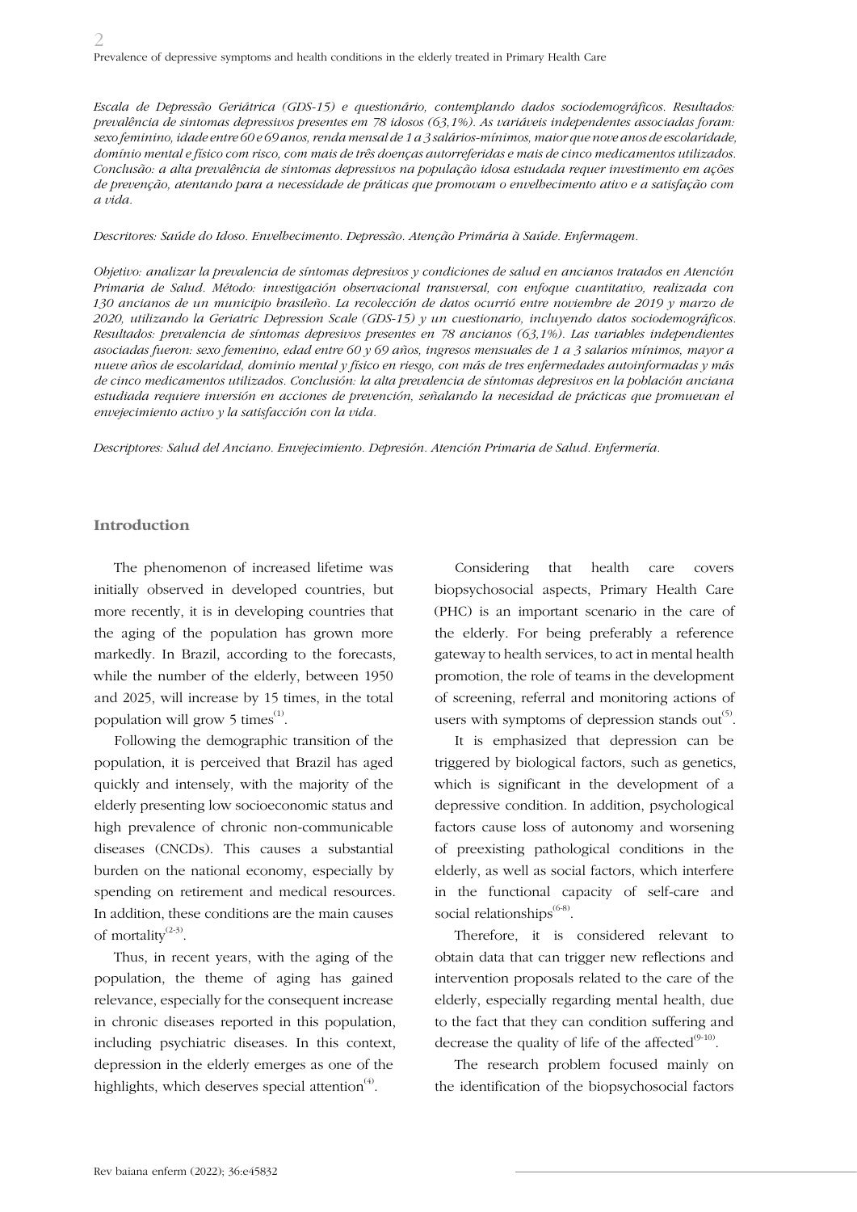*Escala de Depressão Geriátrica (GDS-15) e questionário, contemplando dados sociodemográficos. Resultados: prevalência de sintomas depressivos presentes em 78 idosos (63,1%). As variáveis independentes associadas foram: sexo feminino, idade entre 60 e 69 anos, renda mensal de 1 a 3 salários-mínimos, maior que nove anos de escolaridade, domínio mental e físico com risco, com mais de três doenças autorreferidas e mais de cinco medicamentos utilizados. Conclusão: a alta prevalência de sintomas depressivos na população idosa estudada requer investimento em ações de prevenção, atentando para a necessidade de práticas que promovam o envelhecimento ativo e a satisfação com a vida.*

*Descritores: Saúde do Idoso. Envelhecimento. Depressão. Atenção Primária à Saúde. Enfermagem.*

*Objetivo: analizar la prevalencia de síntomas depresivos y condiciones de salud en ancianos tratados en Atención Primaria de Salud. Método: investigación observacional transversal, con enfoque cuantitativo, realizada con 130 ancianos de un municipio brasileño. La recolección de datos ocurrió entre noviembre de 2019 y marzo de 2020, utilizando la Geriatric Depression Scale (GDS-15) y un cuestionario, incluyendo datos sociodemográficos. Resultados: prevalencia de síntomas depresivos presentes en 78 ancianos (63,1%). Las variables independientes asociadas fueron: sexo femenino, edad entre 60 y 69 años, ingresos mensuales de 1 a 3 salarios mínimos, mayor a nueve años de escolaridad, dominio mental y físico en riesgo, con más de tres enfermedades autoinformadas y más de cinco medicamentos utilizados. Conclusión: la alta prevalencia de síntomas depresivos en la población anciana estudiada requiere inversión en acciones de prevención, señalando la necesidad de prácticas que promuevan el envejecimiento activo y la satisfacción con la vida.*

*Descriptores: Salud del Anciano. Envejecimiento. Depresión. Atención Primaria de Salud. Enfermería.*

## Introduction

The phenomenon of increased lifetime was initially observed in developed countries, but more recently, it is in developing countries that the aging of the population has grown more markedly. In Brazil, according to the forecasts, while the number of the elderly, between 1950 and 2025, will increase by 15 times, in the total population will grow 5 times[1].

Following the demographic transition of the population, it is perceived that Brazil has aged quickly and intensely, with the majority of the elderly presenting low socioeconomic status and high prevalence of chronic non-communicable diseases (CNCDs). This causes a substantial burden on the national economy, especially by spending on retirement and medical resources. In addition, these conditions are the main causes of mortality[2-3].

Thus, in recent years, with the aging of the population, the theme of aging has gained relevance, especially for the consequent increase in chronic diseases reported in this population, including psychiatric diseases. In this context, depression in the elderly emerges as one of the highlights, which deserves special attention[4].

Considering that health care covers biopsychosocial aspects, Primary Health Care (PHC) is an important scenario in the care of the elderly. For being preferably a reference gateway to health services, to act in mental health promotion, the role of teams in the development of screening, referral and monitoring actions of users with symptoms of depression stands out[5].

It is emphasized that depression can be triggered by biological factors, such as genetics, which is significant in the development of a depressive condition. In addition, psychological factors cause loss of autonomy and worsening of preexisting pathological conditions in the elderly, as well as social factors, which interfere in the functional capacity of self-care and social relationships[6-8].

Therefore, it is considered relevant to obtain data that can trigger new reflections and intervention proposals related to the care of the elderly, especially regarding mental health, due to the fact that they can condition suffering and decrease the quality of life of the affected[9-10].

The research problem focused mainly on the identification of the biopsychosocial factors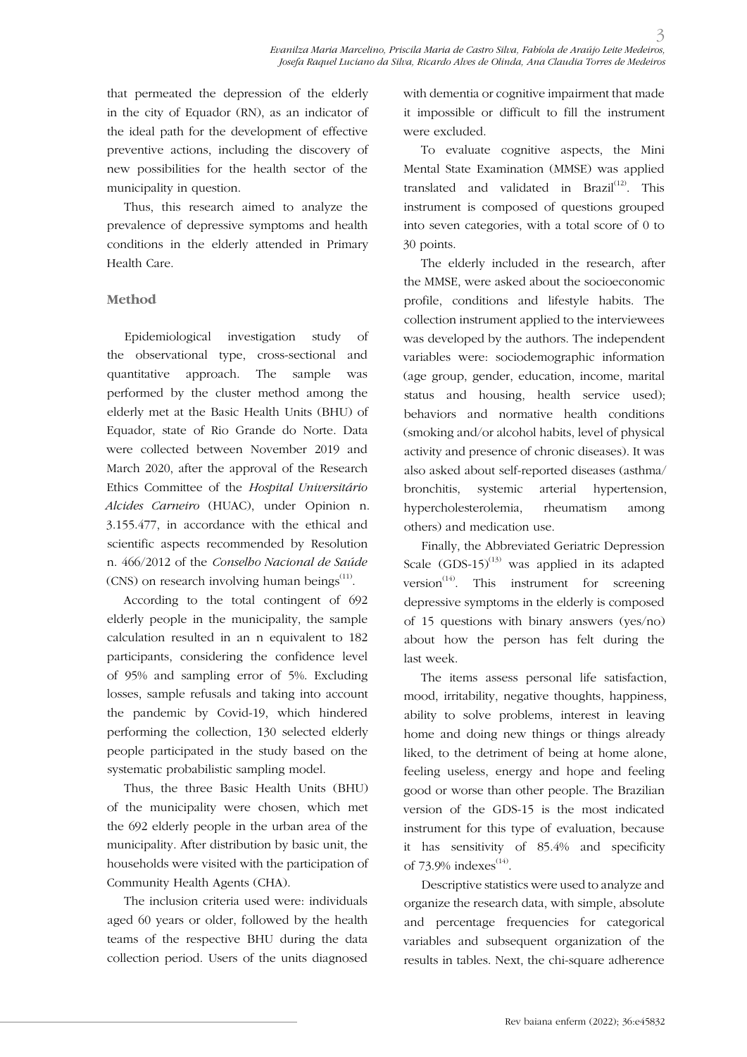that permeated the depression of the elderly in the city of Equador (RN), as an indicator of the ideal path for the development of effective preventive actions, including the discovery of new possibilities for the health sector of the municipality in question.

Thus, this research aimed to analyze the prevalence of depressive symptoms and health conditions in the elderly attended in Primary Health Care.

## Method

Epidemiological investigation study of the observational type, cross-sectional and quantitative approach. The sample was performed by the cluster method among the elderly met at the Basic Health Units (BHU) of Equador, state of Rio Grande do Norte. Data were collected between November 2019 and March 2020, after the approval of the Research Ethics Committee of the *Hospital Universitário Alcides Carneiro* (HUAC), under Opinion n. 3.155.477, in accordance with the ethical and scientific aspects recommended by Resolution n. 466/2012 of the *Conselho Nacional de Saúde* (CNS) on research involving human beings[11].

According to the total contingent of 692 elderly people in the municipality, the sample calculation resulted in an n equivalent to 182 participants, considering the confidence level of 95% and sampling error of 5%. Excluding losses, sample refusals and taking into account the pandemic by Covid-19, which hindered performing the collection, 130 selected elderly people participated in the study based on the systematic probabilistic sampling model.

Thus, the three Basic Health Units (BHU) of the municipality were chosen, which met the 692 elderly people in the urban area of the municipality. After distribution by basic unit, the households were visited with the participation of Community Health Agents (CHA).

The inclusion criteria used were: individuals aged 60 years or older, followed by the health teams of the respective BHU during the data collection period. Users of the units diagnosed with dementia or cognitive impairment that made it impossible or difficult to fill the instrument were excluded.

To evaluate cognitive aspects, the Mini Mental State Examination (MMSE) was applied translated and validated in Brazil[12]. This instrument is composed of questions grouped into seven categories, with a total score of 0 to 30 points.

The elderly included in the research, after the MMSE, were asked about the socioeconomic profile, conditions and lifestyle habits. The collection instrument applied to the interviewees was developed by the authors. The independent variables were: sociodemographic information (age group, gender, education, income, marital status and housing, health service used); behaviors and normative health conditions (smoking and/or alcohol habits, level of physical activity and presence of chronic diseases). It was also asked about self-reported diseases (asthma/bronchitis, systemic arterial hypertension, hypercholesterolemia, rheumatism among others) and medication use.

Finally, the Abbreviated Geriatric Depression Scale (GDS-15)[13] was applied in its adapted version[14]. This instrument for screening depressive symptoms in the elderly is composed of 15 questions with binary answers (yes/no) about how the person has felt during the last week.

The items assess personal life satisfaction, mood, irritability, negative thoughts, happiness, ability to solve problems, interest in leaving home and doing new things or things already liked, to the detriment of being at home alone, feeling useless, energy and hope and feeling good or worse than other people. The Brazilian version of the GDS-15 is the most indicated instrument for this type of evaluation, because it has sensitivity of 85.4% and specificity of 73.9% indexes[14].

Descriptive statistics were used to analyze and organize the research data, with simple, absolute and percentage frequencies for categorical variables and subsequent organization of the results in tables. Next, the chi-square adherence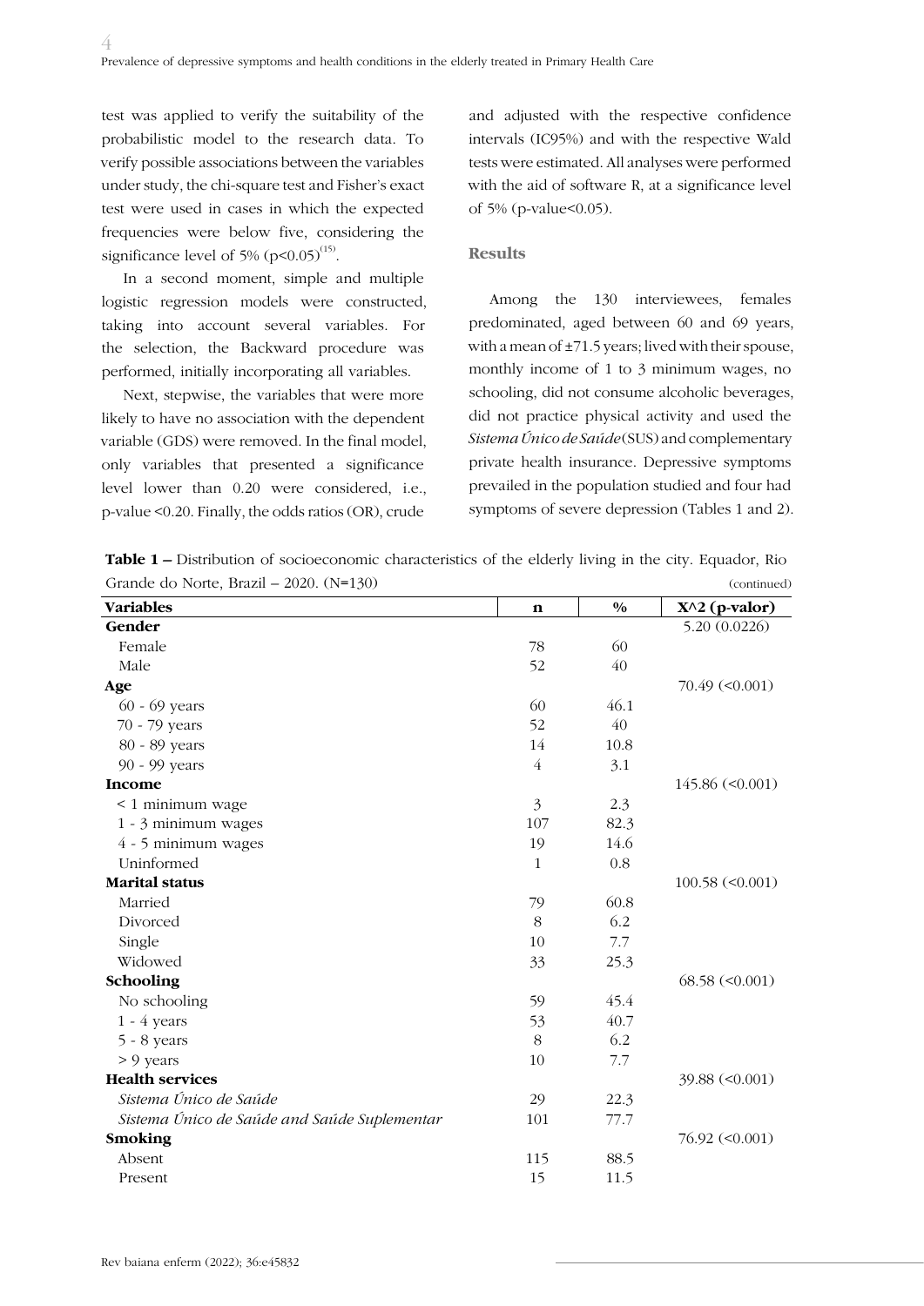test was applied to verify the suitability of the probabilistic model to the research data. To verify possible associations between the variables under study, the chi-square test and Fisher's exact test were used in cases in which the expected frequencies were below five, considering the significance level of 5% ($p<0.05$)[15].

In a second moment, simple and multiple logistic regression models were constructed, taking into account several variables. For the selection, the Backward procedure was performed, initially incorporating all variables.

Next, stepwise, the variables that were more likely to have no association with the dependent variable (GDS) were removed. In the final model, only variables that presented a significance level lower than 0.20 were considered, i.e., p-value <0.20. Finally, the odds ratios (OR), crude and adjusted with the respective confidence intervals (IC95%) and with the respective Wald tests were estimated. All analyses were performed with the aid of software R, at a significance level of 5% (p-value<0.05).

## Results

Among the 130 interviewees, females predominated, aged between 60 and 69 years, with a mean of ±71.5 years; lived with their spouse, monthly income of 1 to 3 minimum wages, no schooling, did not consume alcoholic beverages, did not practice physical activity and used the *Sistema Único de Saúde* (SUS) and complementary private health insurance. Depressive symptoms prevailed in the population studied and four had symptoms of severe depression (Tables 1 and 2).

**Table 1 –** Distribution of socioeconomic characteristics of the elderly living in the city. Equador, Rio Grande do Norte, Brazil – 2020. (N=130) (continued)

| Variables | n | % | X^2 (p-valor) |
|---|---|---|---|
| **Gender** | | | 5.20 (0.0226) |
| Female | 78 | 60 | |
| Male | 52 | 40 | |
| **Age** | | | 70.49 (<0.001) |
| 60 - 69 years | 60 | 46.1 | |
| 70 - 79 years | 52 | 40 | |
| 80 - 89 years | 14 | 10.8 | |
| 90 - 99 years | 4 | 3.1 | |
| **Income** | | | 145.86 (<0.001) |
| < 1 minimum wage | 3 | 2.3 | |
| 1 - 3 minimum wages | 107 | 82.3 | |
| 4 - 5 minimum wages | 19 | 14.6 | |
| Uninformed | 1 | 0.8 | |
| **Marital status** | | | 100.58 (<0.001) |
| Married | 79 | 60.8 | |
| Divorced | 8 | 6.2 | |
| Single | 10 | 7.7 | |
| Widowed | 33 | 25.3 | |
| **Schooling** | | | 68.58 (<0.001) |
| No schooling | 59 | 45.4 | |
| 1 - 4 years | 53 | 40.7 | |
| 5 - 8 years | 8 | 6.2 | |
| > 9 years | 10 | 7.7 | |
| **Health services** | | | 39.88 (<0.001) |
| *Sistema Único de Saúde* | 29 | 22.3 | |
| *Sistema Único de Saúde and Saúde Suplementar* | 101 | 77.7 | |
| **Smoking** | | | 76.92 (<0.001) |
| Absent | 115 | 88.5 | |
| Present | 15 | 11.5 | |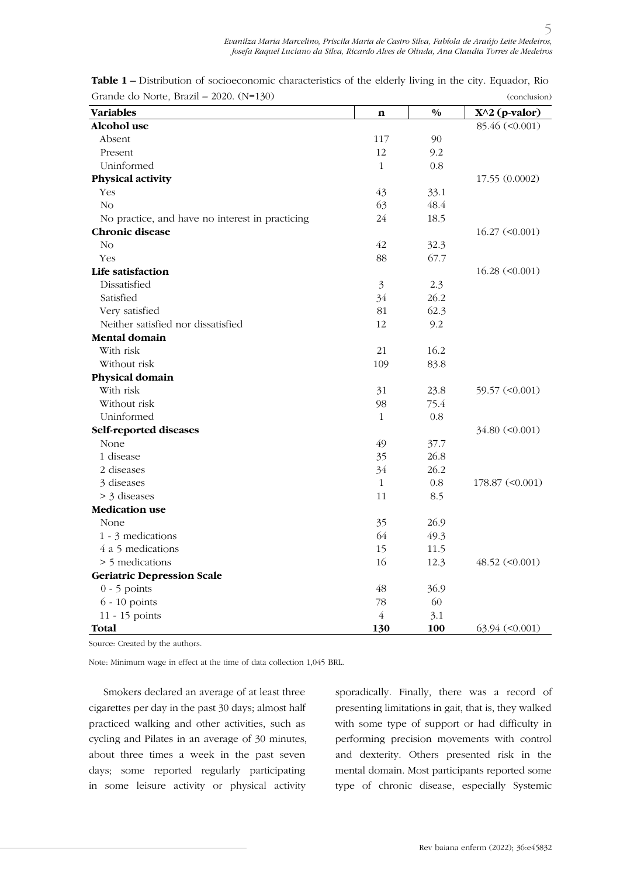**Table 1 –** Distribution of socioeconomic characteristics of the elderly living in the city. Equador, Rio Grande do Norte, Brazil – 2020. (N=130) (conclusion)

| Variables | n | % | X^2 (p-valor) |
|---|---|---|---|
| **Alcohol use** | | | 85.46 (<0.001) |
| Absent | 117 | 90 | |
| Present | 12 | 9.2 | |
| Uninformed | 1 | 0.8 | |
| **Physical activity** | | | 17.55 (0.0002) |
| Yes | 43 | 33.1 | |
| No | 63 | 48.4 | |
| No practice, and have no interest in practicing | 24 | 18.5 | |
| **Chronic disease** | | | 16.27 (<0.001) |
| No | 42 | 32.3 | |
| Yes | 88 | 67.7 | |
| **Life satisfaction** | | | 16.28 (<0.001) |
| Dissatisfied | 3 | 2.3 | |
| Satisfied | 34 | 26.2 | |
| Very satisfied | 81 | 62.3 | |
| Neither satisfied nor dissatisfied | 12 | 9.2 | |
| **Mental domain** | | | |
| With risk | 21 | 16.2 | |
| Without risk | 109 | 83.8 | |
| **Physical domain** | | | |
| With risk | 31 | 23.8 | 59.57 (<0.001) |
| Without risk | 98 | 75.4 | |
| Uninformed | 1 | 0.8 | |
| **Self-reported diseases** | | | 34.80 (<0.001) |
| None | 49 | 37.7 | |
| 1 disease | 35 | 26.8 | |
| 2 diseases | 34 | 26.2 | |
| 3 diseases | 1 | 0.8 | 178.87 (<0.001) |
| > 3 diseases | 11 | 8.5 | |
| **Medication use** | | | |
| None | 35 | 26.9 | |
| 1 - 3 medications | 64 | 49.3 | |
| 4 a 5 medications | 15 | 11.5 | |
| > 5 medications | 16 | 12.3 | 48.52 (<0.001) |
| **Geriatric Depression Scale** | | | |
| 0 - 5 points | 48 | 36.9 | |
| 6 - 10 points | 78 | 60 | |
| 11 - 15 points | 4 | 3.1 | |
| **Total** | **130** | **100** | 63.94 (<0.001) |

Source: Created by the authors.

Note: Minimum wage in effect at the time of data collection 1,045 BRL.

Smokers declared an average of at least three cigarettes per day in the past 30 days; almost half practiced walking and other activities, such as cycling and Pilates in an average of 30 minutes, about three times a week in the past seven days; some reported regularly participating in some leisure activity or physical activity sporadically. Finally, there was a record of presenting limitations in gait, that is, they walked with some type of support or had difficulty in performing precision movements with control and dexterity. Others presented risk in the mental domain. Most participants reported some type of chronic disease, especially Systemic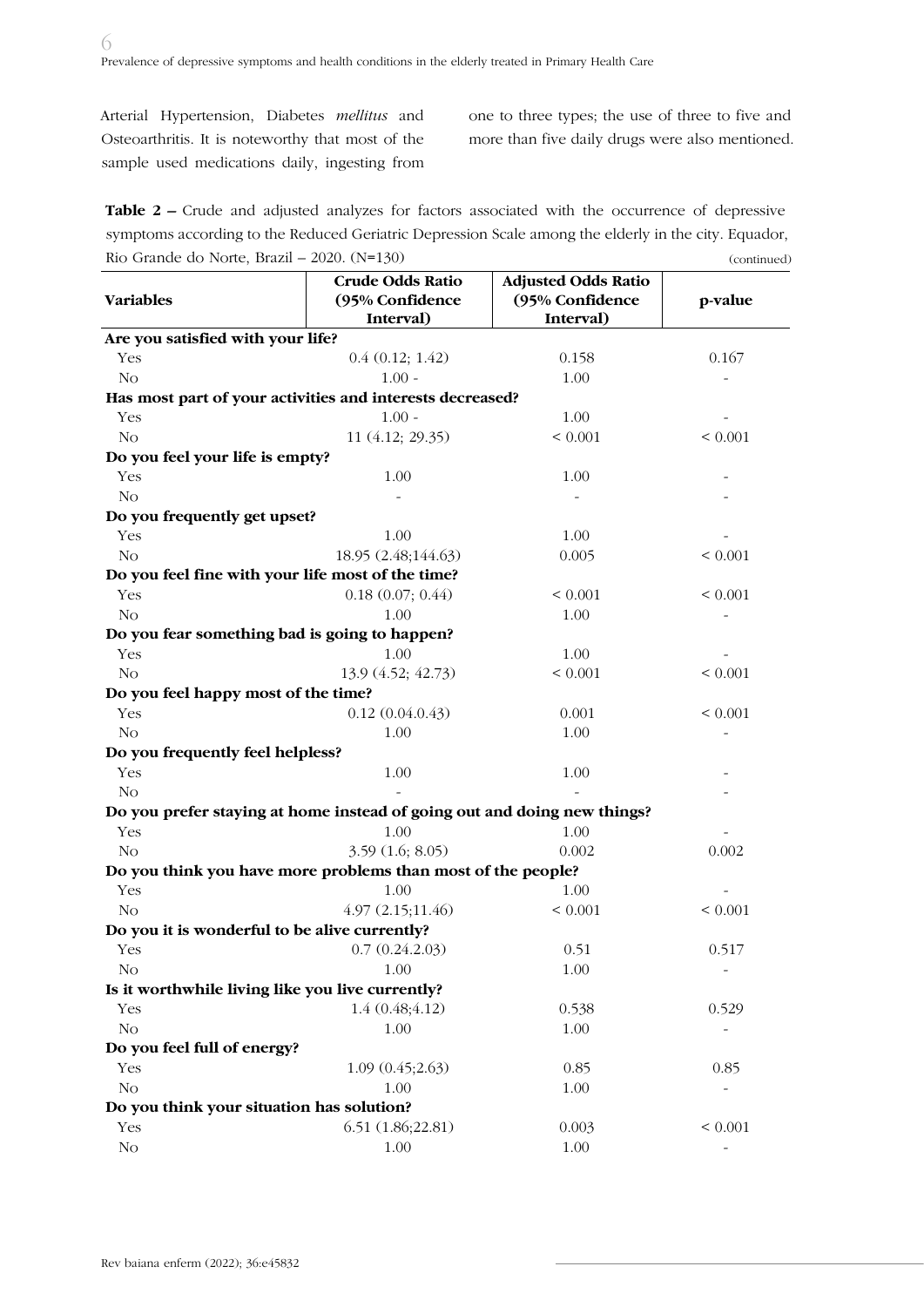Arterial Hypertension, Diabetes *mellitus* and Osteoarthritis. It is noteworthy that most of the sample used medications daily, ingesting from one to three types; the use of three to five and more than five daily drugs were also mentioned.

**Table 2 –** Crude and adjusted analyzes for factors associated with the occurrence of depressive symptoms according to the Reduced Geriatric Depression Scale among the elderly in the city. Equador, Rio Grande do Norte, Brazil – 2020. (N=130) (continued)

| Variables | Crude Odds Ratio (95% Confidence Interval) | Adjusted Odds Ratio (95% Confidence Interval) | p-value |
|---|---|---|---|
| **Are you satisfied with your life?** | | | |
| Yes | 0.4 (0.12; 1.42) | 0.158 | 0.167 |
| No | 1.00 - | 1.00 | - |
| **Has most part of your activities and interests decreased?** | | | |
| Yes | 1.00 - | 1.00 | - |
| No | 11 (4.12; 29.35) | < 0.001 | < 0.001 |
| **Do you feel your life is empty?** | | | |
| Yes | 1.00 | 1.00 | - |
| No | - | - | - |
| **Do you frequently get upset?** | | | |
| Yes | 1.00 | 1.00 | - |
| No | 18.95 (2.48;144.63) | 0.005 | < 0.001 |
| **Do you feel fine with your life most of the time?** | | | |
| Yes | 0.18 (0.07; 0.44) | < 0.001 | < 0.001 |
| No | 1.00 | 1.00 | - |
| **Do you fear something bad is going to happen?** | | | |
| Yes | 1.00 | 1.00 | - |
| No | 13.9 (4.52; 42.73) | < 0.001 | < 0.001 |
| **Do you feel happy most of the time?** | | | |
| Yes | 0.12 (0.04.0.43) | 0.001 | < 0.001 |
| No | 1.00 | 1.00 | - |
| **Do you frequently feel helpless?** | | | |
| Yes | 1.00 | 1.00 | - |
| No | - | - | - |
| **Do you prefer staying at home instead of going out and doing new things?** | | | |
| Yes | 1.00 | 1.00 | - |
| No | 3.59 (1.6; 8.05) | 0.002 | 0.002 |
| **Do you think you have more problems than most of the people?** | | | |
| Yes | 1.00 | 1.00 | - |
| No | 4.97 (2.15;11.46) | < 0.001 | < 0.001 |
| **Do you it is wonderful to be alive currently?** | | | |
| Yes | 0.7 (0.24.2.03) | 0.51 | 0.517 |
| No | 1.00 | 1.00 | - |
| **Is it worthwhile living like you live currently?** | | | |
| Yes | 1.4 (0.48;4.12) | 0.538 | 0.529 |
| No | 1.00 | 1.00 | - |
| **Do you feel full of energy?** | | | |
| Yes | 1.09 (0.45;2.63) | 0.85 | 0.85 |
| No | 1.00 | 1.00 | - |
| **Do you think your situation has solution?** | | | |
| Yes | 6.51 (1.86;22.81) | 0.003 | < 0.001 |
| No | 1.00 | 1.00 | - |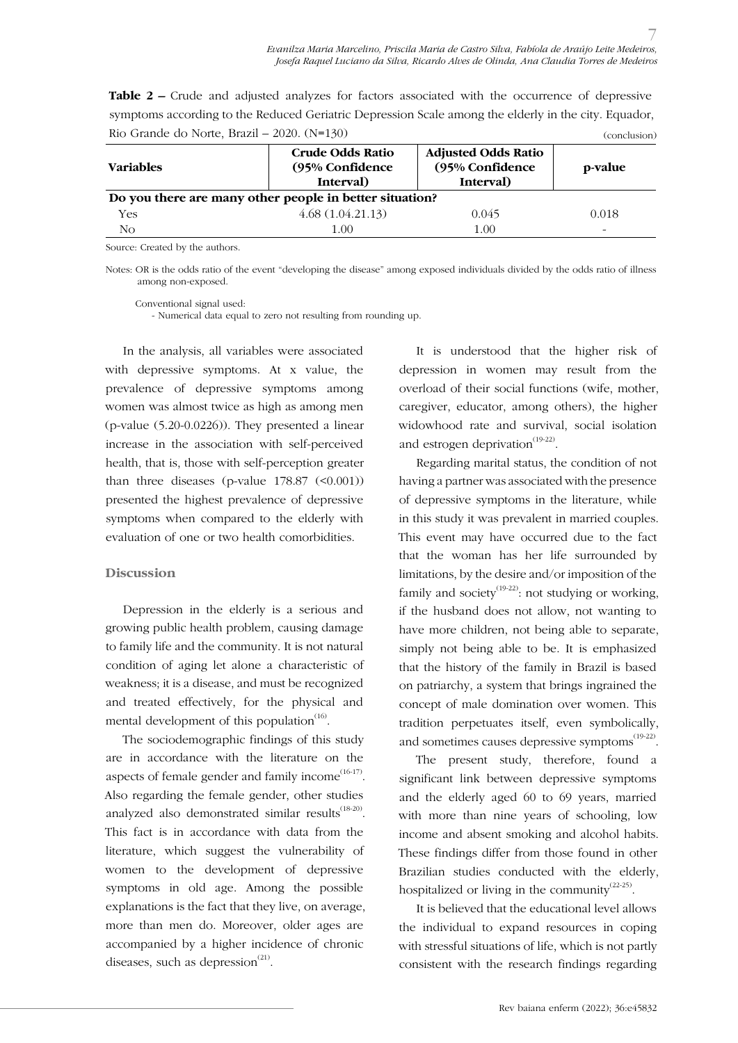**Table 2 –** Crude and adjusted analyzes for factors associated with the occurrence of depressive symptoms according to the Reduced Geriatric Depression Scale among the elderly in the city. Equador, Rio Grande do Norte, Brazil – 2020. (N=130)

(conclusion)

| Variables | Crude Odds Ratio (95% Confidence Interval) | Adjusted Odds Ratio (95% Confidence Interval) | p-value |
|---|---|---|---|
| **Do you there are many other people in better situation?** | | | |
| Yes | 4.68 (1.04.21.13) | 0.045 | 0.018 |
| No | 1.00 | 1.00 | - |

Source: Created by the authors.

Notes: OR is the odds ratio of the event "developing the disease" among exposed individuals divided by the odds ratio of illness among non-exposed.

Conventional signal used:
- Numerical data equal to zero not resulting from rounding up.

In the analysis, all variables were associated with depressive symptoms. At x value, the prevalence of depressive symptoms among women was almost twice as high as among men (p-value (5.20-0.0226)). They presented a linear increase in the association with self-perceived health, that is, those with self-perception greater than three diseases (p-value 178.87 (<0.001)) presented the highest prevalence of depressive symptoms when compared to the elderly with evaluation of one or two health comorbidities.

## Discussion

Depression in the elderly is a serious and growing public health problem, causing damage to family life and the community. It is not natural condition of aging let alone a characteristic of weakness; it is a disease, and must be recognized and treated effectively, for the physical and mental development of this population[16].

The sociodemographic findings of this study are in accordance with the literature on the aspects of female gender and family income[16-17]. Also regarding the female gender, other studies analyzed also demonstrated similar results[18-20]. This fact is in accordance with data from the literature, which suggest the vulnerability of women to the development of depressive symptoms in old age. Among the possible explanations is the fact that they live, on average, more than men do. Moreover, older ages are accompanied by a higher incidence of chronic diseases, such as depression[21].

It is understood that the higher risk of depression in women may result from the overload of their social functions (wife, mother, caregiver, educator, among others), the higher widowhood rate and survival, social isolation and estrogen deprivation[19-22].

Regarding marital status, the condition of not having a partner was associated with the presence of depressive symptoms in the literature, while in this study it was prevalent in married couples. This event may have occurred due to the fact that the woman has her life surrounded by limitations, by the desire and/or imposition of the family and society[19-22]: not studying or working, if the husband does not allow, not wanting to have more children, not being able to separate, simply not being able to be. It is emphasized that the history of the family in Brazil is based on patriarchy, a system that brings ingrained the concept of male domination over women. This tradition perpetuates itself, even symbolically, and sometimes causes depressive symptoms[19-22].

The present study, therefore, found a significant link between depressive symptoms and the elderly aged 60 to 69 years, married with more than nine years of schooling, low income and absent smoking and alcohol habits. These findings differ from those found in other Brazilian studies conducted with the elderly, hospitalized or living in the community[22-25].

It is believed that the educational level allows the individual to expand resources in coping with stressful situations of life, which is not partly consistent with the research findings regarding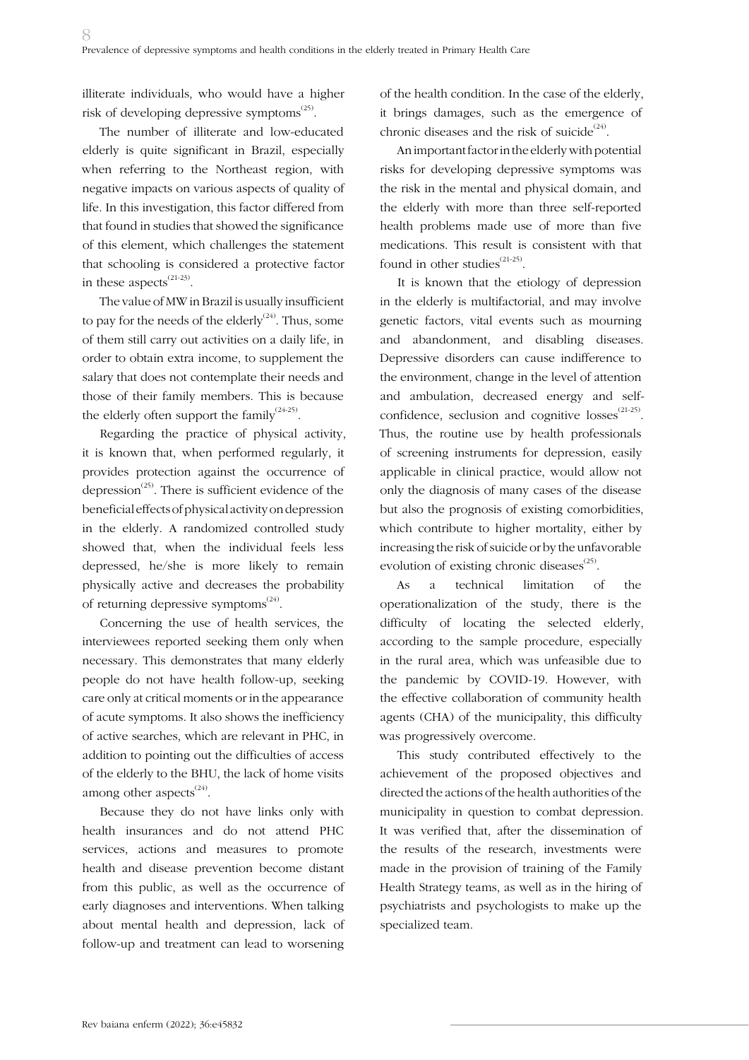illiterate individuals, who would have a higher risk of developing depressive symptoms[25].

The number of illiterate and low-educated elderly is quite significant in Brazil, especially when referring to the Northeast region, with negative impacts on various aspects of quality of life. In this investigation, this factor differed from that found in studies that showed the significance of this element, which challenges the statement that schooling is considered a protective factor in these aspects[21-23].

The value of MW in Brazil is usually insufficient to pay for the needs of the elderly[24]. Thus, some of them still carry out activities on a daily life, in order to obtain extra income, to supplement the salary that does not contemplate their needs and those of their family members. This is because the elderly often support the family[24-25].

Regarding the practice of physical activity, it is known that, when performed regularly, it provides protection against the occurrence of depression[25]. There is sufficient evidence of the beneficial effects of physical activity on depression in the elderly. A randomized controlled study showed that, when the individual feels less depressed, he/she is more likely to remain physically active and decreases the probability of returning depressive symptoms[24].

Concerning the use of health services, the interviewees reported seeking them only when necessary. This demonstrates that many elderly people do not have health follow-up, seeking care only at critical moments or in the appearance of acute symptoms. It also shows the inefficiency of active searches, which are relevant in PHC, in addition to pointing out the difficulties of access of the elderly to the BHU, the lack of home visits among other aspects[24].

Because they do not have links only with health insurances and do not attend PHC services, actions and measures to promote health and disease prevention become distant from this public, as well as the occurrence of early diagnoses and interventions. When talking about mental health and depression, lack of follow-up and treatment can lead to worsening of the health condition. In the case of the elderly, it brings damages, such as the emergence of chronic diseases and the risk of suicide[24].

An important factor in the elderly with potential risks for developing depressive symptoms was the risk in the mental and physical domain, and the elderly with more than three self-reported health problems made use of more than five medications. This result is consistent with that found in other studies[21-25].

It is known that the etiology of depression in the elderly is multifactorial, and may involve genetic factors, vital events such as mourning and abandonment, and disabling diseases. Depressive disorders can cause indifference to the environment, change in the level of attention and ambulation, decreased energy and self-confidence, seclusion and cognitive losses[21-25]. Thus, the routine use by health professionals of screening instruments for depression, easily applicable in clinical practice, would allow not only the diagnosis of many cases of the disease but also the prognosis of existing comorbidities, which contribute to higher mortality, either by increasing the risk of suicide or by the unfavorable evolution of existing chronic diseases[25].

As a technical limitation of the operationalization of the study, there is the difficulty of locating the selected elderly, according to the sample procedure, especially in the rural area, which was unfeasible due to the pandemic by COVID-19. However, with the effective collaboration of community health agents (CHA) of the municipality, this difficulty was progressively overcome.

This study contributed effectively to the achievement of the proposed objectives and directed the actions of the health authorities of the municipality in question to combat depression. It was verified that, after the dissemination of the results of the research, investments were made in the provision of training of the Family Health Strategy teams, as well as in the hiring of psychiatrists and psychologists to make up the specialized team.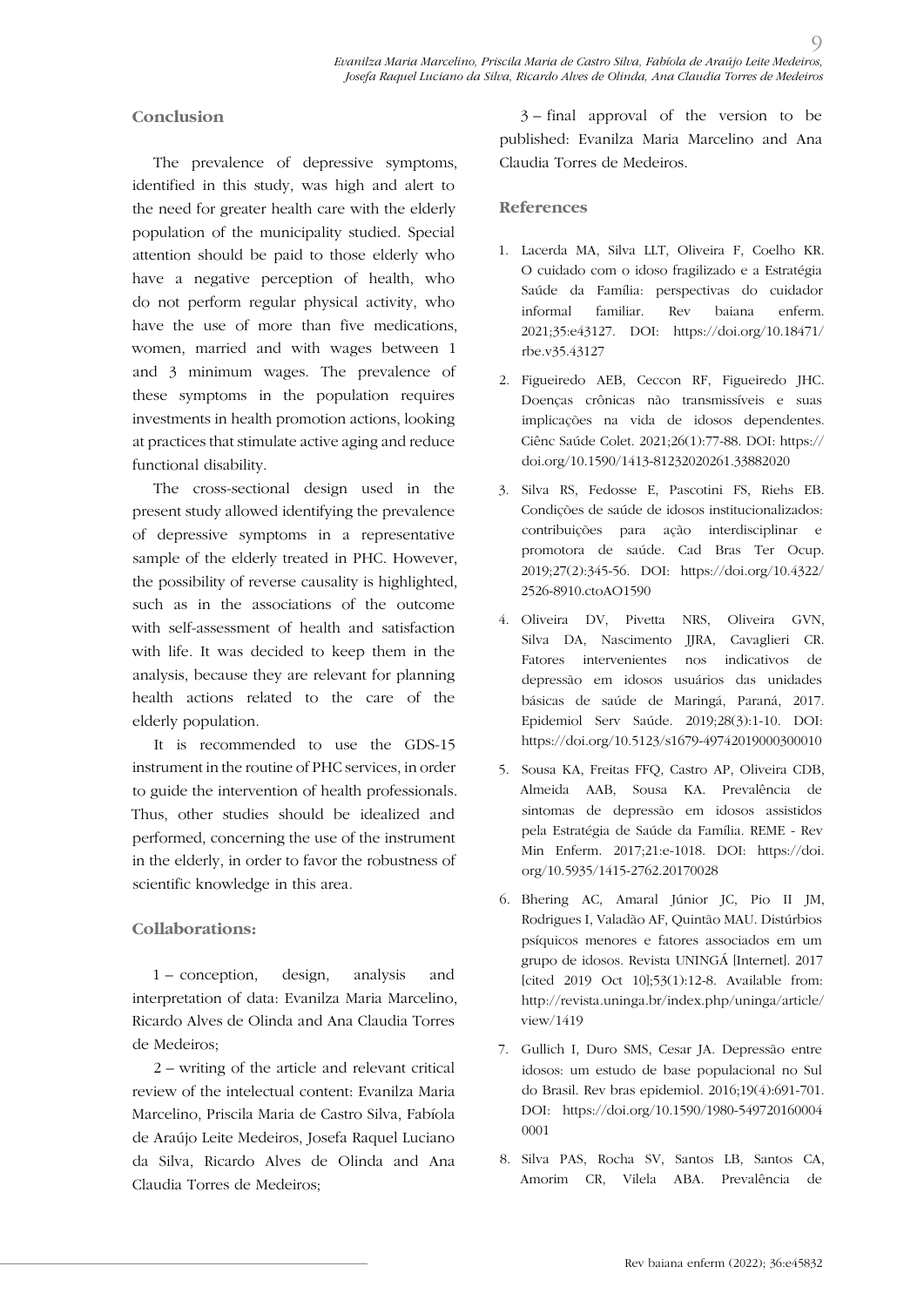## Conclusion

The prevalence of depressive symptoms, identified in this study, was high and alert to the need for greater health care with the elderly population of the municipality studied. Special attention should be paid to those elderly who have a negative perception of health, who do not perform regular physical activity, who have the use of more than five medications, women, married and with wages between 1 and 3 minimum wages. The prevalence of these symptoms in the population requires investments in health promotion actions, looking at practices that stimulate active aging and reduce functional disability.

The cross-sectional design used in the present study allowed identifying the prevalence of depressive symptoms in a representative sample of the elderly treated in PHC. However, the possibility of reverse causality is highlighted, such as in the associations of the outcome with self-assessment of health and satisfaction with life. It was decided to keep them in the analysis, because they are relevant for planning health actions related to the care of the elderly population.

It is recommended to use the GDS-15 instrument in the routine of PHC services, in order to guide the intervention of health professionals. Thus, other studies should be idealized and performed, concerning the use of the instrument in the elderly, in order to favor the robustness of scientific knowledge in this area.

## Collaborations:

1 – conception, design, analysis and interpretation of data: Evanilza Maria Marcelino, Ricardo Alves de Olinda and Ana Claudia Torres de Medeiros;

2 – writing of the article and relevant critical review of the intelectual content: Evanilza Maria Marcelino, Priscila Maria de Castro Silva, Fabíola de Araújo Leite Medeiros, Josefa Raquel Luciano da Silva, Ricardo Alves de Olinda and Ana Claudia Torres de Medeiros;

3 – final approval of the version to be published: Evanilza Maria Marcelino and Ana Claudia Torres de Medeiros.

## References

1. Lacerda MA, Silva LLT, Oliveira F, Coelho KR. O cuidado com o idoso fragilizado e a Estratégia Saúde da Família: perspectivas do cuidador informal familiar. Rev baiana enferm. 2021;35:e43127. DOI: https://doi.org/10.18471/rbe.v35.43127
2. Figueiredo AEB, Ceccon RF, Figueiredo JHC. Doenças crônicas não transmissíveis e suas implicações na vida de idosos dependentes. Ciênc Saúde Colet. 2021;26(1):77-88. DOI: https://doi.org/10.1590/1413-81232020261.33882020
3. Silva RS, Fedosse E, Pascotini FS, Riehs EB. Condições de saúde de idosos institucionalizados: contribuições para ação interdisciplinar e promotora de saúde. Cad Bras Ter Ocup. 2019;27(2):345-56. DOI: https://doi.org/10.4322/2526-8910.ctoAO1590
4. Oliveira DV, Pivetta NRS, Oliveira GVN, Silva DA, Nascimento JJRA, Cavaglieri CR. Fatores intervenientes nos indicativos de depressão em idosos usuários das unidades básicas de saúde de Maringá, Paraná, 2017. Epidemiol Serv Saúde. 2019;28(3):1-10. DOI: https://doi.org/10.5123/s1679-49742019000300010
5. Sousa KA, Freitas FFQ, Castro AP, Oliveira CDB, Almeida AAB, Sousa KA. Prevalência de sintomas de depressão em idosos assistidos pela Estratégia de Saúde da Família. REME - Rev Min Enferm. 2017;21:e-1018. DOI: https://doi.org/10.5935/1415-2762.20170028
6. Bhering AC, Amaral Júnior JC, Pio II JM, Rodrigues I, Valadão AF, Quintão MAU. Distúrbios psíquicos menores e fatores associados em um grupo de idosos. Revista UNINGÁ [Internet]. 2017 [cited 2019 Oct 10];53(1):12-8. Available from: http://revista.uninga.br/index.php/uninga/article/view/1419
7. Gullich I, Duro SMS, Cesar JA. Depressão entre idosos: um estudo de base populacional no Sul do Brasil. Rev bras epidemiol. 2016;19(4):691-701. DOI: https://doi.org/10.1590/1980-5497201600040001
8. Silva PAS, Rocha SV, Santos LB, Santos CA, Amorim CR, Vilela ABA. Prevalência de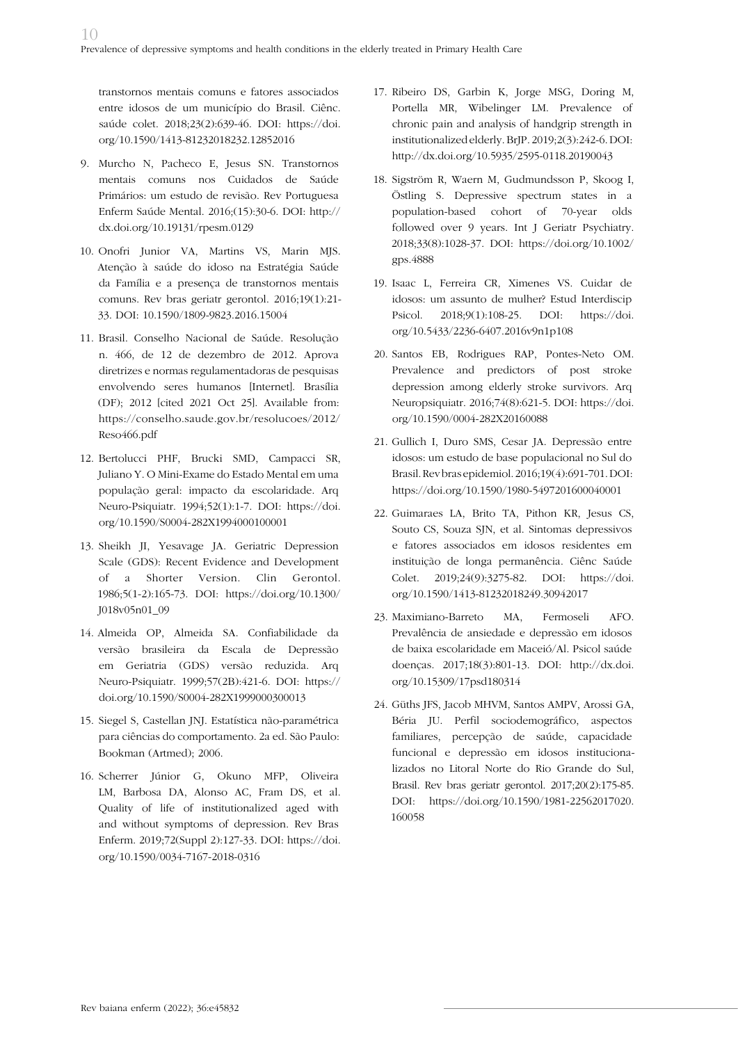transtornos mentais comuns e fatores associados entre idosos de um município do Brasil. Ciênc. saúde colet. 2018;23(2):639-46. DOI: https://doi.org/10.1590/1413-81232018232.12852016

9. Murcho N, Pacheco E, Jesus SN. Transtornos mentais comuns nos Cuidados de Saúde Primários: um estudo de revisão. Rev Portuguesa Enferm Saúde Mental. 2016;(15):30-6. DOI: http://dx.doi.org/10.19131/rpesm.0129

10. Onofri Junior VA, Martins VS, Marin MJS. Atenção à saúde do idoso na Estratégia Saúde da Família e a presença de transtornos mentais comuns. Rev bras geriatr gerontol. 2016;19(1):21-33. DOI: 10.1590/1809-9823.2016.15004

11. Brasil. Conselho Nacional de Saúde. Resolução n. 466, de 12 de dezembro de 2012. Aprova diretrizes e normas regulamentadoras de pesquisas envolvendo seres humanos [Internet]. Brasília (DF); 2012 [cited 2021 Oct 25]. Available from: https://conselho.saude.gov.br/resolucoes/2012/Reso466.pdf

12. Bertolucci PHF, Brucki SMD, Campacci SR, Juliano Y. O Mini-Exame do Estado Mental em uma população geral: impacto da escolaridade. Arq Neuro-Psiquiatr. 1994;52(1):1-7. DOI: https://doi.org/10.1590/S0004-282X1994000100001

13. Sheikh JI, Yesavage JA. Geriatric Depression Scale (GDS): Recent Evidence and Development of a Shorter Version. Clin Gerontol. 1986;5(1-2):165-73. DOI: https://doi.org/10.1300/J018v05n01_09

14. Almeida OP, Almeida SA. Confiabilidade da versão brasileira da Escala de Depressão em Geriatria (GDS) versão reduzida. Arq Neuro-Psiquiatr. 1999;57(2B):421-6. DOI: https://doi.org/10.1590/S0004-282X1999000300013

15. Siegel S, Castellan JNJ. Estatística não-paramétrica para ciências do comportamento. 2a ed. São Paulo: Bookman (Artmed); 2006.

16. Scherrer Júnior G, Okuno MFP, Oliveira LM, Barbosa DA, Alonso AC, Fram DS, et al. Quality of life of institutionalized aged with and without symptoms of depression. Rev Bras Enferm. 2019;72(Suppl 2):127-33. DOI: https://doi.org/10.1590/0034-7167-2018-0316

17. Ribeiro DS, Garbin K, Jorge MSG, Doring M, Portella MR, Wibelinger LM. Prevalence of chronic pain and analysis of handgrip strength in institutionalized elderly. BrJP. 2019;2(3):242-6. DOI: http://dx.doi.org/10.5935/2595-0118.20190043

18. Sigström R, Waern M, Gudmundsson P, Skoog I, Östling S. Depressive spectrum states in a population-based cohort of 70-year olds followed over 9 years. Int J Geriatr Psychiatry. 2018;33(8):1028-37. DOI: https://doi.org/10.1002/gps.4888

19. Isaac L, Ferreira CR, Ximenes VS. Cuidar de idosos: um assunto de mulher? Estud Interdiscip Psicol. 2018;9(1):108-25. DOI: https://doi.org/10.5433/2236-6407.2016v9n1p108

20. Santos EB, Rodrigues RAP, Pontes-Neto OM. Prevalence and predictors of post stroke depression among elderly stroke survivors. Arq Neuropsiquiatr. 2016;74(8):621-5. DOI: https://doi.org/10.1590/0004-282X20160088

21. Gullich I, Duro SMS, Cesar JA. Depressão entre idosos: um estudo de base populacional no Sul do Brasil. Rev bras epidemiol. 2016;19(4):691-701. DOI: https://doi.org/10.1590/1980-5497201600040001

22. Guimaraes LA, Brito TA, Pithon KR, Jesus CS, Souto CS, Souza SJN, et al. Sintomas depressivos e fatores associados em idosos residentes em instituição de longa permanência. Ciênc Saúde Colet. 2019;24(9):3275-82. DOI: https://doi.org/10.1590/1413-81232018249.30942017

23. Maximiano-Barreto MA, Fermoseli AFO. Prevalência de ansiedade e depressão em idosos de baixa escolaridade em Maceió/Al. Psicol saúde doenças. 2017;18(3):801-13. DOI: http://dx.doi.org/10.15309/17psd180314

24. Güths JFS, Jacob MHVM, Santos AMPV, Arossi GA, Béria JU. Perfil sociodemográfico, aspectos familiares, percepção de saúde, capacidade funcional e depressão em idosos institucionalizados no Litoral Norte do Rio Grande do Sul, Brasil. Rev bras geriatr gerontol. 2017;20(2):175-85. DOI: https://doi.org/10.1590/1981-22562017020.160058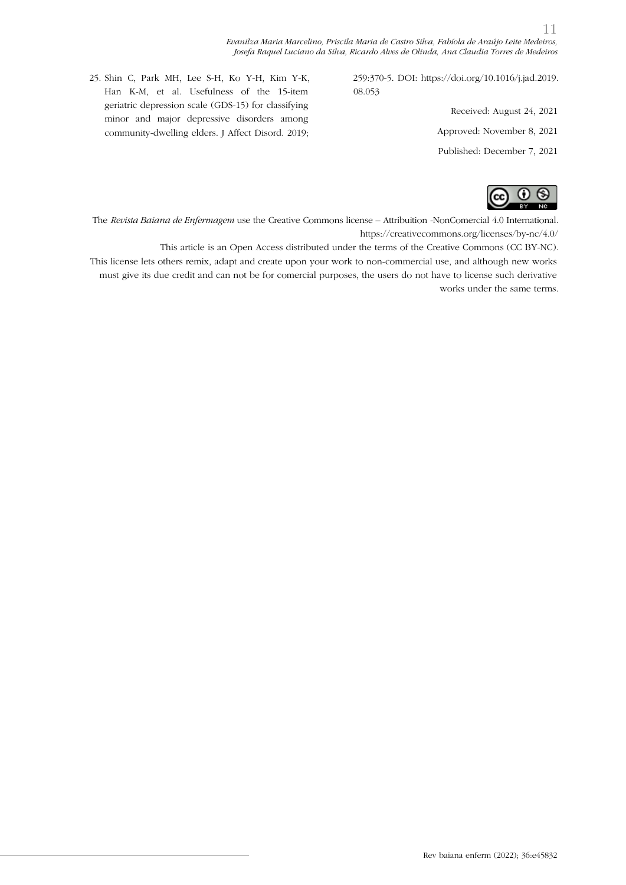25. Shin C, Park MH, Lee S-H, Ko Y-H, Kim Y-K, Han K-M, et al. Usefulness of the 15-item geriatric depression scale (GDS-15) for classifying minor and major depressive disorders among community-dwelling elders. J Affect Disord. 2019; 259:370-5. DOI: https://doi.org/10.1016/j.jad.2019.08.053

Received: August 24, 2021

Approved: November 8, 2021

Published: December 7, 2021

The *Revista Baiana de Enfermagem* use the Creative Commons license – Attribuition -NonComercial 4.0 International. https://creativecommons.org/licenses/by-nc/4.0/

This article is an Open Access distributed under the terms of the Creative Commons (CC BY-NC).

This license lets others remix, adapt and create upon your work to non-commercial use, and although new works must give its due credit and can not be for comercial purposes, the users do not have to license such derivative works under the same terms.